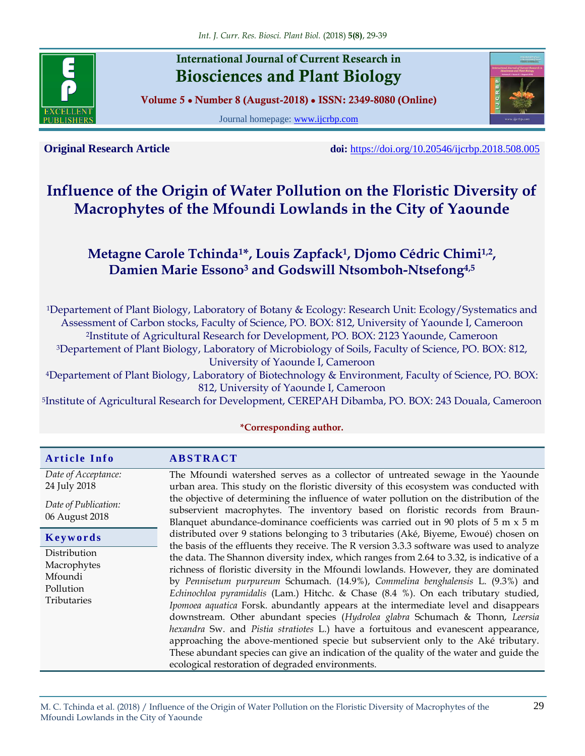**International Journal of Current Research in Biosciences and Plant Biology**

**Volume 5 • Number 8 (August-2018) • ISSN: 2349-8080 (Online)**

Journal homepage: www.ijcrbp.com

**Original Research Article** **doi:** https://doi.org/10.20546/ijcrbp.2018.508.005

# Influence of the Origin of Water Pollution on the Floristic Diversity of Macrophytes of the Mfoundi Lowlands in the City of Yaounde

**Metagne Carole Tchinda[1]*, Louis Zapfack[1], Djomo Cédric Chimi[1,2], Damien Marie Essono[3] and Godswill Ntsomboh-Ntsefong[4,5]**

[1]Departement of Plant Biology, Laboratory of Botany & Ecology: Research Unit: Ecology/Systematics and Assessment of Carbon stocks, Faculty of Science, PO. BOX: 812, University of Yaounde I, Cameroon

[2]Institute of Agricultural Research for Development, PO. BOX: 2123 Yaounde, Cameroon

[3]Departement of Plant Biology, Laboratory of Microbiology of Soils, Faculty of Science, PO. BOX: 812, University of Yaounde I, Cameroon

[4]Departement of Plant Biology, Laboratory of Biotechnology & Environment, Faculty of Science, PO. BOX: 812, University of Yaounde I, Cameroon

[5]Institute of Agricultural Research for Development, CEREPAH Dibamba, PO. BOX: 243 Douala, Cameroon

***Corresponding author.**

## Article Info

*Date of Acceptance:*
24 July 2018

*Date of Publication:*
06 August 2018

### Keywords

Distribution
Macrophytes
Mfoundi
Pollution
Tributaries

## ABSTRACT

The Mfoundi watershed serves as a collector of untreated sewage in the Yaounde urban area. This study on the floristic diversity of this ecosystem was conducted with the objective of determining the influence of water pollution on the distribution of the subservient macrophytes. The inventory based on floristic records from Braun-Blanquet abundance-dominance coefficients was carried out in 90 plots of 5 m x 5 m distributed over 9 stations belonging to 3 tributaries (Aké, Biyeme, Ewoué) chosen on the basis of the effluents they receive. The R version 3.3.3 software was used to analyze the data. The Shannon diversity index, which ranges from 2.64 to 3.32, is indicative of a richness of floristic diversity in the Mfoundi lowlands. However, they are dominated by *Pennisetum purpureum* Schumach. (14.9%), *Commelina benghalensis* L. (9.3%) and *Echinochloa pyramidalis* (Lam.) Hitchc. & Chase (8.4 %). On each tributary studied, *Ipomoea aquatica* Forsk. abundantly appears at the intermediate level and disappears downstream. Other abundant species (*Hydrolea glabra* Schumach & Thonn, *Leersia hexandra* Sw. and *Pistia stratiotes* L.) have a fortuitous and evanescent appearance, approaching the above-mentioned specie but subservient only to the Aké tributary. These abundant species can give an indication of the quality of the water and guide the ecological restoration of degraded environments.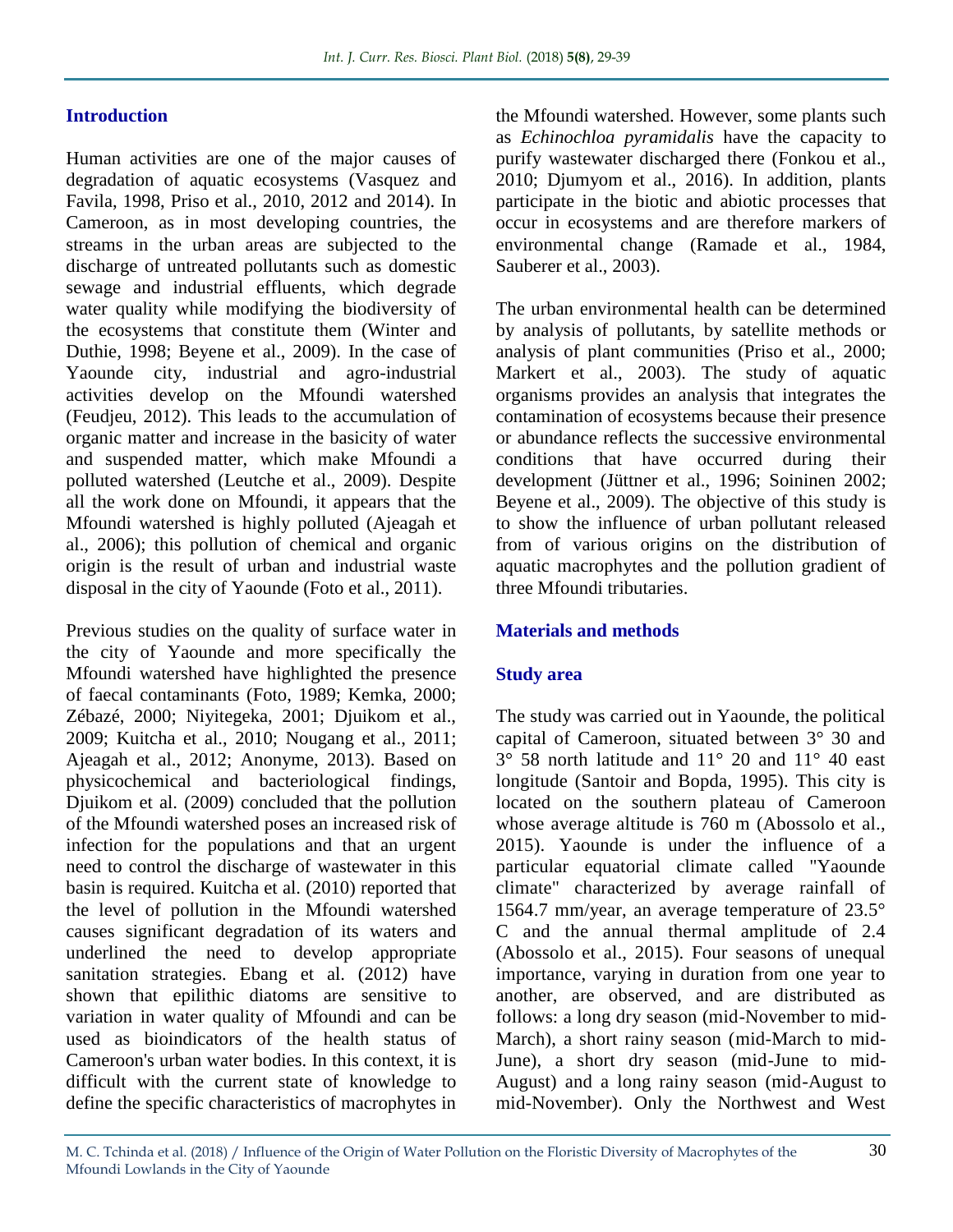## Introduction

Human activities are one of the major causes of degradation of aquatic ecosystems (Vasquez and Favila, 1998, Priso et al., 2010, 2012 and 2014). In Cameroon, as in most developing countries, the streams in the urban areas are subjected to the discharge of untreated pollutants such as domestic sewage and industrial effluents, which degrade water quality while modifying the biodiversity of the ecosystems that constitute them (Winter and Duthie, 1998; Beyene et al., 2009). In the case of Yaounde city, industrial and agro-industrial activities develop on the Mfoundi watershed (Feudjeu, 2012). This leads to the accumulation of organic matter and increase in the basicity of water and suspended matter, which make Mfoundi a polluted watershed (Leutche et al., 2009). Despite all the work done on Mfoundi, it appears that the Mfoundi watershed is highly polluted (Ajeagah et al., 2006); this pollution of chemical and organic origin is the result of urban and industrial waste disposal in the city of Yaounde (Foto et al., 2011).

Previous studies on the quality of surface water in the city of Yaounde and more specifically the Mfoundi watershed have highlighted the presence of faecal contaminants (Foto, 1989; Kemka, 2000; Zébazé, 2000; Niyitegeka, 2001; Djuikom et al., 2009; Kuitcha et al., 2010; Nougang et al., 2011; Ajeagah et al., 2012; Anonyme, 2013). Based on physicochemical and bacteriological findings, Djuikom et al. (2009) concluded that the pollution of the Mfoundi watershed poses an increased risk of infection for the populations and that an urgent need to control the discharge of wastewater in this basin is required. Kuitcha et al. (2010) reported that the level of pollution in the Mfoundi watershed causes significant degradation of its waters and underlined the need to develop appropriate sanitation strategies. Ebang et al. (2012) have shown that epilithic diatoms are sensitive to variation in water quality of Mfoundi and can be used as bioindicators of the health status of Cameroon's urban water bodies. In this context, it is difficult with the current state of knowledge to define the specific characteristics of macrophytes in the Mfoundi watershed. However, some plants such as *Echinochloa pyramidalis* have the capacity to purify wastewater discharged there (Fonkou et al., 2010; Djumyom et al., 2016). In addition, plants participate in the biotic and abiotic processes that occur in ecosystems and are therefore markers of environmental change (Ramade et al., 1984, Sauberer et al., 2003).

The urban environmental health can be determined by analysis of pollutants, by satellite methods or analysis of plant communities (Priso et al., 2000; Markert et al., 2003). The study of aquatic organisms provides an analysis that integrates the contamination of ecosystems because their presence or abundance reflects the successive environmental conditions that have occurred during their development (Jüttner et al., 1996; Soininen 2002; Beyene et al., 2009). The objective of this study is to show the influence of urban pollutant released from of various origins on the distribution of aquatic macrophytes and the pollution gradient of three Mfoundi tributaries.

## Materials and methods

### Study area

The study was carried out in Yaounde, the political capital of Cameroon, situated between 3° 30 and 3° 58 north latitude and 11° 20 and 11° 40 east longitude (Santoir and Bopda, 1995). This city is located on the southern plateau of Cameroon whose average altitude is 760 m (Abossolo et al., 2015). Yaounde is under the influence of a particular equatorial climate called "Yaounde climate" characterized by average rainfall of 1564.7 mm/year, an average temperature of 23.5° C and the annual thermal amplitude of 2.4 (Abossolo et al., 2015). Four seasons of unequal importance, varying in duration from one year to another, are observed, and are distributed as follows: a long dry season (mid-November to mid-March), a short rainy season (mid-March to mid-June), a short dry season (mid-June to mid-August) and a long rainy season (mid-August to mid-November). Only the Northwest and West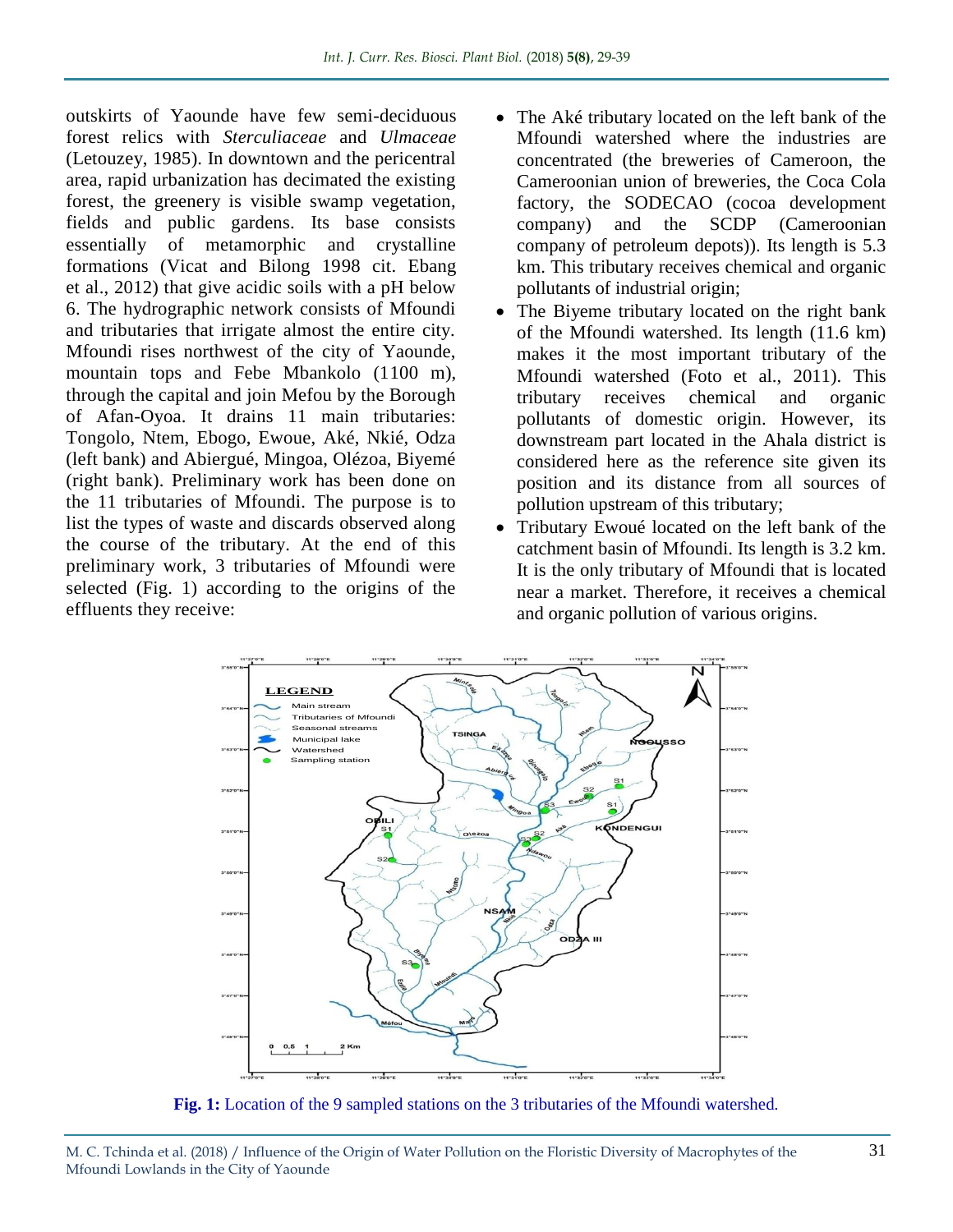outskirts of Yaounde have few semi-deciduous forest relics with *Sterculiaceae* and *Ulmaceae* (Letouzey, 1985). In downtown and the pericentral area, rapid urbanization has decimated the existing forest, the greenery is visible swamp vegetation, fields and public gardens. Its base consists essentially of metamorphic and crystalline formations (Vicat and Bilong 1998 cit. Ebang et al., 2012) that give acidic soils with a pH below 6. The hydrographic network consists of Mfoundi and tributaries that irrigate almost the entire city. Mfoundi rises northwest of the city of Yaounde, mountain tops and Febe Mbankolo (1100 m), through the capital and join Mefou by the Borough of Afan-Oyoa. It drains 11 main tributaries: Tongolo, Ntem, Ebogo, Ewoue, Aké, Nkié, Odza (left bank) and Abiergué, Mingoa, Olézoa, Biyemé (right bank). Preliminary work has been done on the 11 tributaries of Mfoundi. The purpose is to list the types of waste and discards observed along the course of the tributary. At the end of this preliminary work, 3 tributaries of Mfoundi were selected (Fig. 1) according to the origins of the effluents they receive:

- The Aké tributary located on the left bank of the Mfoundi watershed where the industries are concentrated (the breweries of Cameroon, the Cameroonian union of breweries, the Coca Cola factory, the SODECAO (cocoa development company) and the SCDP (Cameroonian company of petroleum depots)). Its length is 5.3 km. This tributary receives chemical and organic pollutants of industrial origin;
- The Biyeme tributary located on the right bank of the Mfoundi watershed. Its length (11.6 km) makes it the most important tributary of the Mfoundi watershed (Foto et al., 2011). This tributary receives chemical and organic pollutants of domestic origin. However, its downstream part located in the Ahala district is considered here as the reference site given its position and its distance from all sources of pollution upstream of this tributary;
- Tributary Ewoué located on the left bank of the catchment basin of Mfoundi. Its length is 3.2 km. It is the only tributary of Mfoundi that is located near a market. Therefore, it receives a chemical and organic pollution of various origins.

**Fig. 1:** Location of the 9 sampled stations on the 3 tributaries of the Mfoundi watershed.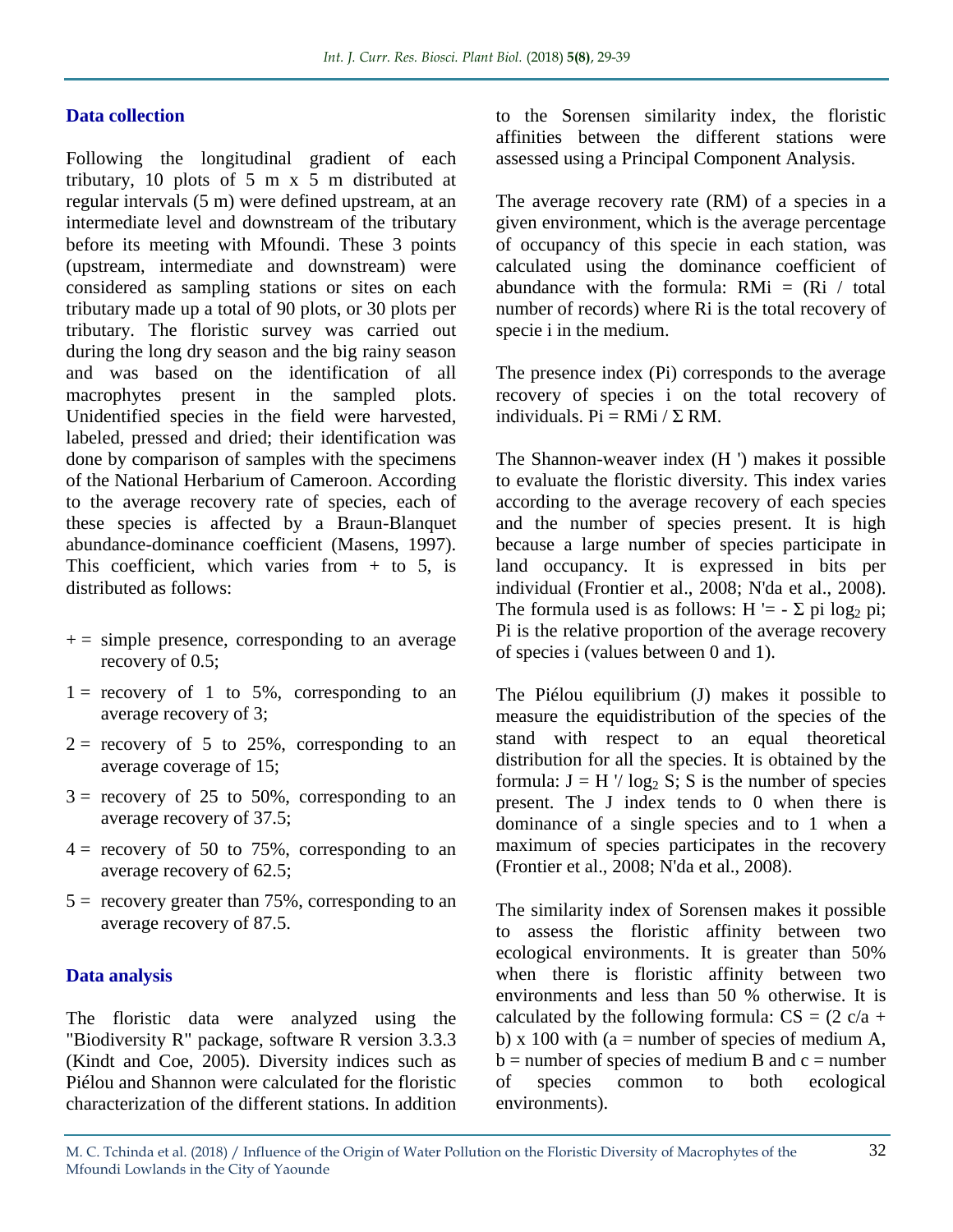### Data collection

Following the longitudinal gradient of each tributary, 10 plots of 5 m x 5 m distributed at regular intervals (5 m) were defined upstream, at an intermediate level and downstream of the tributary before its meeting with Mfoundi. These 3 points (upstream, intermediate and downstream) were considered as sampling stations or sites on each tributary made up a total of 90 plots, or 30 plots per tributary. The floristic survey was carried out during the long dry season and the big rainy season and was based on the identification of all macrophytes present in the sampled plots. Unidentified species in the field were harvested, labeled, pressed and dried; their identification was done by comparison of samples with the specimens of the National Herbarium of Cameroon. According to the average recovery rate of species, each of these species is affected by a Braun-Blanquet abundance-dominance coefficient (Masens, 1997). This coefficient, which varies from + to 5, is distributed as follows:

- + = simple presence, corresponding to an average recovery of 0.5;
- 1 = recovery of 1 to 5%, corresponding to an average recovery of 3;
- 2 = recovery of 5 to 25%, corresponding to an average coverage of 15;
- 3 = recovery of 25 to 50%, corresponding to an average recovery of 37.5;
- 4 = recovery of 50 to 75%, corresponding to an average recovery of 62.5;
- 5 = recovery greater than 75%, corresponding to an average recovery of 87.5.

### Data analysis

The floristic data were analyzed using the "Biodiversity R" package, software R version 3.3.3 (Kindt and Coe, 2005). Diversity indices such as Piélou and Shannon were calculated for the floristic characterization of the different stations. In addition to the Sorensen similarity index, the floristic affinities between the different stations were assessed using a Principal Component Analysis.

The average recovery rate (RM) of a species in a given environment, which is the average percentage of occupancy of this specie in each station, was calculated using the dominance coefficient of abundance with the formula: $RMi = (Ri / \text{total number of records})$ where Ri is the total recovery of specie i in the medium.

The presence index (Pi) corresponds to the average recovery of species i on the total recovery of individuals. $Pi = RMi / \Sigma RM$.

The Shannon-weaver index (H ') makes it possible to evaluate the floristic diversity. This index varies according to the average recovery of each species and the number of species present. It is high because a large number of species participate in land occupancy. It is expressed in bits per individual (Frontier et al., 2008; N'da et al., 2008). The formula used is as follows: $H' = - \Sigma\, pi \log_2 pi$; Pi is the relative proportion of the average recovery of species i (values between 0 and 1).

The Piélou equilibrium (J) makes it possible to measure the equidistribution of the species of the stand with respect to an equal theoretical distribution for all the species. It is obtained by the formula: $J = H' / \log_2 S$; S is the number of species present. The J index tends to 0 when there is dominance of a single species and to 1 when a maximum of species participates in the recovery (Frontier et al., 2008; N'da et al., 2008).

The similarity index of Sorensen makes it possible to assess the floristic affinity between two ecological environments. It is greater than 50% when there is floristic affinity between two environments and less than 50 % otherwise. It is calculated by the following formula: $CS = (2\, c/a + b) \times 100$ with (a = number of species of medium A, b = number of species of medium B and c = number of species common to both ecological environments).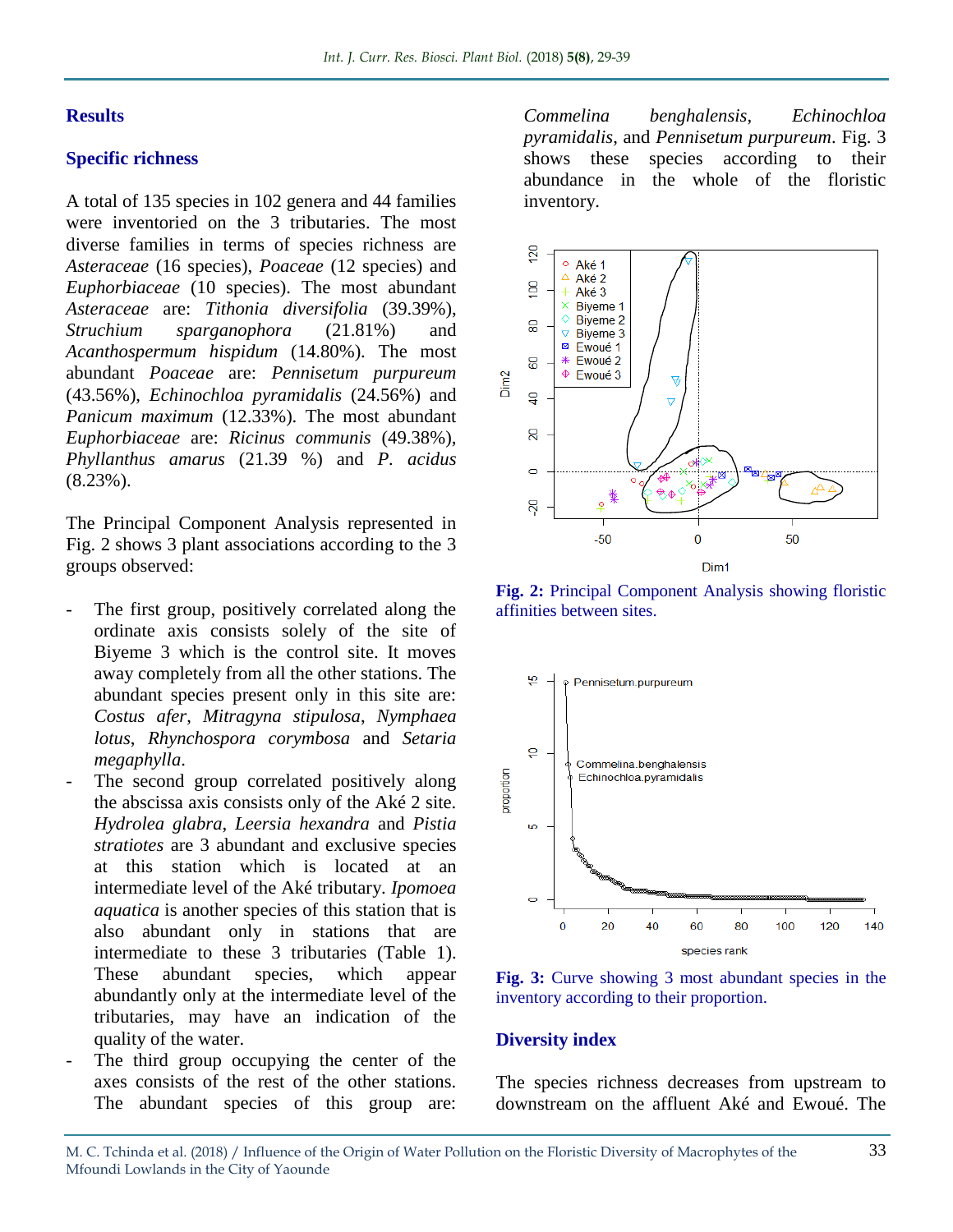## Results

### Specific richness

A total of 135 species in 102 genera and 44 families were inventoried on the 3 tributaries. The most diverse families in terms of species richness are *Asteraceae* (16 species), *Poaceae* (12 species) and *Euphorbiaceae* (10 species). The most abundant *Asteraceae* are: *Tithonia diversifolia* (39.39%), *Struchium sparganophora* (21.81%) and *Acanthospermum hispidum* (14.80%). The most abundant *Poaceae* are: *Pennisetum purpureum* (43.56%), *Echinochloa pyramidalis* (24.56%) and *Panicum maximum* (12.33%). The most abundant *Euphorbiaceae* are: *Ricinus communis* (49.38%), *Phyllanthus amarus* (21.39 %) and *P. acidus* (8.23%).

The Principal Component Analysis represented in Fig. 2 shows 3 plant associations according to the 3 groups observed:

- The first group, positively correlated along the ordinate axis consists solely of the site of Biyeme 3 which is the control site. It moves away completely from all the other stations. The abundant species present only in this site are: *Costus afer*, *Mitragyna stipulosa*, *Nymphaea lotus*, *Rhynchospora corymbosa* and *Setaria megaphylla*.
- The second group correlated positively along the abscissa axis consists only of the Aké 2 site. *Hydrolea glabra*, *Leersia hexandra* and *Pistia stratiotes* are 3 abundant and exclusive species at this station which is located at an intermediate level of the Aké tributary. *Ipomoea aquatica* is another species of this station that is also abundant only in stations that are intermediate to these 3 tributaries (Table 1). These abundant species, which appear abundantly only at the intermediate level of the tributaries, may have an indication of the quality of the water.
- The third group occupying the center of the axes consists of the rest of the other stations. The abundant species of this group are: *Commelina benghalensis*, *Echinochloa pyramidalis*, and *Pennisetum purpureum*. Fig. 3 shows these species according to their abundance in the whole of the floristic inventory.

**Fig. 2:** Principal Component Analysis showing floristic affinities between sites.

**Fig. 3:** Curve showing 3 most abundant species in the inventory according to their proportion.

### Diversity index

The species richness decreases from upstream to downstream on the affluent Aké and Ewoué. The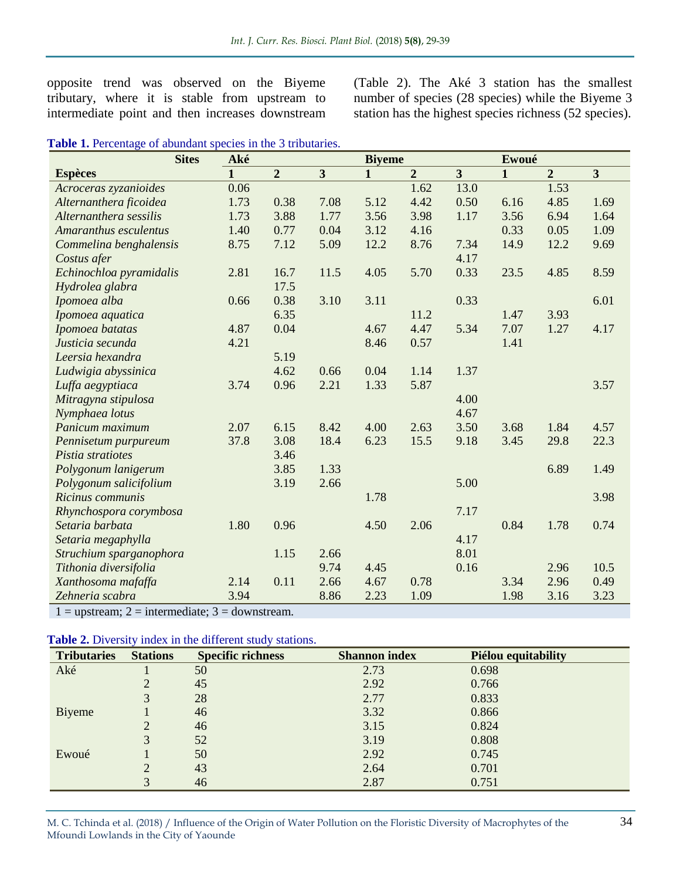opposite trend was observed on the Biyeme tributary, where it is stable from upstream to intermediate point and then increases downstream (Table 2). The Aké 3 station has the smallest number of species (28 species) while the Biyeme 3 station has the highest species richness (52 species).

**Table 1.** Percentage of abundant species in the 3 tributaries.

| Sites | Aké | | | Biyeme | | | Ewoué | | |
|---|---|---|---|---|---|---|---|---|---|
| **Espèces** | **1** | **2** | **3** | **1** | **2** | **3** | **1** | **2** | **3** |
| *Acroceras zyzanioides* | 0.06 | | | | 1.62 | 13.0 | | 1.53 | |
| *Alternanthera ficoidea* | 1.73 | 0.38 | 7.08 | 5.12 | 4.42 | 0.50 | 6.16 | 4.85 | 1.69 |
| *Alternanthera sessilis* | 1.73 | 3.88 | 1.77 | 3.56 | 3.98 | 1.17 | 3.56 | 6.94 | 1.64 |
| *Amaranthus esculentus* | 1.40 | 0.77 | 0.04 | 3.12 | 4.16 | | 0.33 | 0.05 | 1.09 |
| *Commelina benghalensis* | 8.75 | 7.12 | 5.09 | 12.2 | 8.76 | 7.34 | 14.9 | 12.2 | 9.69 |
| *Costus afer* | | | | | | 4.17 | | | |
| *Echinochloa pyramidalis* | 2.81 | 16.7 | 11.5 | 4.05 | 5.70 | 0.33 | 23.5 | 4.85 | 8.59 |
| *Hydrolea glabra* | | 17.5 | | | | | | | |
| *Ipomoea alba* | 0.66 | 0.38 | 3.10 | 3.11 | | 0.33 | | | 6.01 |
| *Ipomoea aquatica* | | 6.35 | | | 11.2 | | 1.47 | 3.93 | |
| *Ipomoea batatas* | 4.87 | 0.04 | | 4.67 | 4.47 | 5.34 | 7.07 | 1.27 | 4.17 |
| *Justicia secunda* | 4.21 | | | 8.46 | 0.57 | | 1.41 | | |
| *Leersia hexandra* | | 5.19 | | | | | | | |
| *Ludwigia abyssinica* | | 4.62 | 0.66 | 0.04 | 1.14 | 1.37 | | | |
| *Luffa aegyptiaca* | 3.74 | 0.96 | 2.21 | 1.33 | 5.87 | | | | 3.57 |
| *Mitragyna stipulosa* | | | | | | 4.00 | | | |
| *Nymphaea lotus* | | | | | | 4.67 | | | |
| *Panicum maximum* | 2.07 | 6.15 | 8.42 | 4.00 | 2.63 | 3.50 | 3.68 | 1.84 | 4.57 |
| *Pennisetum purpureum* | 37.8 | 3.08 | 18.4 | 6.23 | 15.5 | 9.18 | 3.45 | 29.8 | 22.3 |
| *Pistia stratiotes* | | 3.46 | | | | | | | |
| *Polygonum lanigerum* | | 3.85 | 1.33 | | | | | 6.89 | 1.49 |
| *Polygonum salicifolium* | | 3.19 | 2.66 | | | 5.00 | | | |
| *Ricinus communis* | | | | 1.78 | | | | | 3.98 |
| *Rhynchospora corymbosa* | | | | | | 7.17 | | | |
| *Setaria barbata* | 1.80 | 0.96 | | 4.50 | 2.06 | | 0.84 | 1.78 | 0.74 |
| *Setaria megaphylla* | | | | | | 4.17 | | | |
| *Struchium sparganophora* | | 1.15 | 2.66 | | | 8.01 | | | |
| *Tithonia diversifolia* | | | 9.74 | 4.45 | | 0.16 | | 2.96 | 10.5 |
| *Xanthosoma mafaffa* | 2.14 | 0.11 | 2.66 | 4.67 | 0.78 | | 3.34 | 2.96 | 0.49 |
| *Zehneria scabra* | 3.94 | | 8.86 | 2.23 | 1.09 | | 1.98 | 3.16 | 3.23 |

1 = upstream; 2 = intermediate; 3 = downstream.

**Table 2.** Diversity index in the different study stations.

| Tributaries | Stations | Specific richness | Shannon index | Piélou equitability |
|---|---|---|---|---|
| Aké | 1 | 50 | 2.73 | 0.698 |
| | 2 | 45 | 2.92 | 0.766 |
| | 3 | 28 | 2.77 | 0.833 |
| Biyeme | 1 | 46 | 3.32 | 0.866 |
| | 2 | 46 | 3.15 | 0.824 |
| | 3 | 52 | 3.19 | 0.808 |
| Ewoué | 1 | 50 | 2.92 | 0.745 |
| | 2 | 43 | 2.64 | 0.701 |
| | 3 | 46 | 2.87 | 0.751 |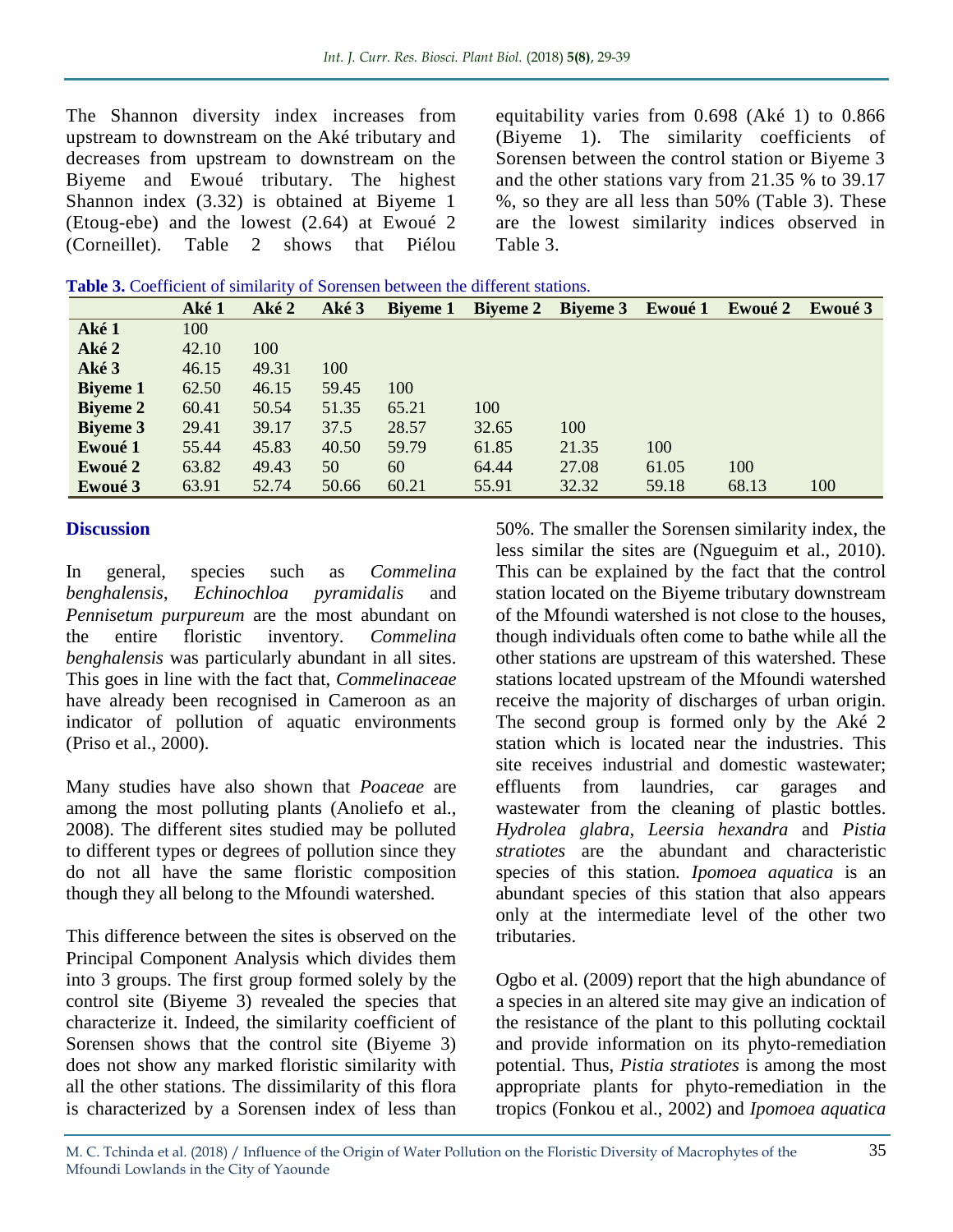The Shannon diversity index increases from upstream to downstream on the Aké tributary and decreases from upstream to downstream on the Biyeme and Ewoué tributary. The highest Shannon index (3.32) is obtained at Biyeme 1 (Etoug-ebe) and the lowest (2.64) at Ewoué 2 (Corneillet). Table 2 shows that Piélou equitability varies from 0.698 (Aké 1) to 0.866 (Biyeme 1). The similarity coefficients of Sorensen between the control station or Biyeme 3 and the other stations vary from 21.35 % to 39.17 %, so they are all less than 50% (Table 3). These are the lowest similarity indices observed in Table 3.

**Table 3.** Coefficient of similarity of Sorensen between the different stations.

| | Aké 1 | Aké 2 | Aké 3 | Biyeme 1 | Biyeme 2 | Biyeme 3 | Ewoué 1 | Ewoué 2 | Ewoué 3 |
|---|---|---|---|---|---|---|---|---|---|
| **Aké 1** | 100 | | | | | | | | |
| **Aké 2** | 42.10 | 100 | | | | | | | |
| **Aké 3** | 46.15 | 49.31 | 100 | | | | | | |
| **Biyeme 1** | 62.50 | 46.15 | 59.45 | 100 | | | | | |
| **Biyeme 2** | 60.41 | 50.54 | 51.35 | 65.21 | 100 | | | | |
| **Biyeme 3** | 29.41 | 39.17 | 37.5 | 28.57 | 32.65 | 100 | | | |
| **Ewoué 1** | 55.44 | 45.83 | 40.50 | 59.79 | 61.85 | 21.35 | 100 | | |
| **Ewoué 2** | 63.82 | 49.43 | 50 | 60 | 64.44 | 27.08 | 61.05 | 100 | |
| **Ewoué 3** | 63.91 | 52.74 | 50.66 | 60.21 | 55.91 | 32.32 | 59.18 | 68.13 | 100 |

## Discussion

In general, species such as *Commelina benghalensis*, *Echinochloa pyramidalis* and *Pennisetum purpureum* are the most abundant on the entire floristic inventory. *Commelina benghalensis* was particularly abundant in all sites. This goes in line with the fact that, *Commelinaceae* have already been recognised in Cameroon as an indicator of pollution of aquatic environments (Priso et al., 2000).

Many studies have also shown that *Poaceae* are among the most polluting plants (Anoliefo et al., 2008). The different sites studied may be polluted to different types or degrees of pollution since they do not all have the same floristic composition though they all belong to the Mfoundi watershed.

This difference between the sites is observed on the Principal Component Analysis which divides them into 3 groups. The first group formed solely by the control site (Biyeme 3) revealed the species that characterize it. Indeed, the similarity coefficient of Sorensen shows that the control site (Biyeme 3) does not show any marked floristic similarity with all the other stations. The dissimilarity of this flora is characterized by a Sorensen index of less than 50%. The smaller the Sorensen similarity index, the less similar the sites are (Ngueguim et al., 2010). This can be explained by the fact that the control station located on the Biyeme tributary downstream of the Mfoundi watershed is not close to the houses, though individuals often come to bathe while all the other stations are upstream of this watershed. These stations located upstream of the Mfoundi watershed receive the majority of discharges of urban origin. The second group is formed only by the Aké 2 station which is located near the industries. This site receives industrial and domestic wastewater; effluents from laundries, car garages and wastewater from the cleaning of plastic bottles. *Hydrolea glabra*, *Leersia hexandra* and *Pistia stratiotes* are the abundant and characteristic species of this station. *Ipomoea aquatica* is an abundant species of this station that also appears only at the intermediate level of the other two tributaries.

Ogbo et al. (2009) report that the high abundance of a species in an altered site may give an indication of the resistance of the plant to this polluting cocktail and provide information on its phyto-remediation potential. Thus, *Pistia stratiotes* is among the most appropriate plants for phyto-remediation in the tropics (Fonkou et al., 2002) and *Ipomoea aquatica*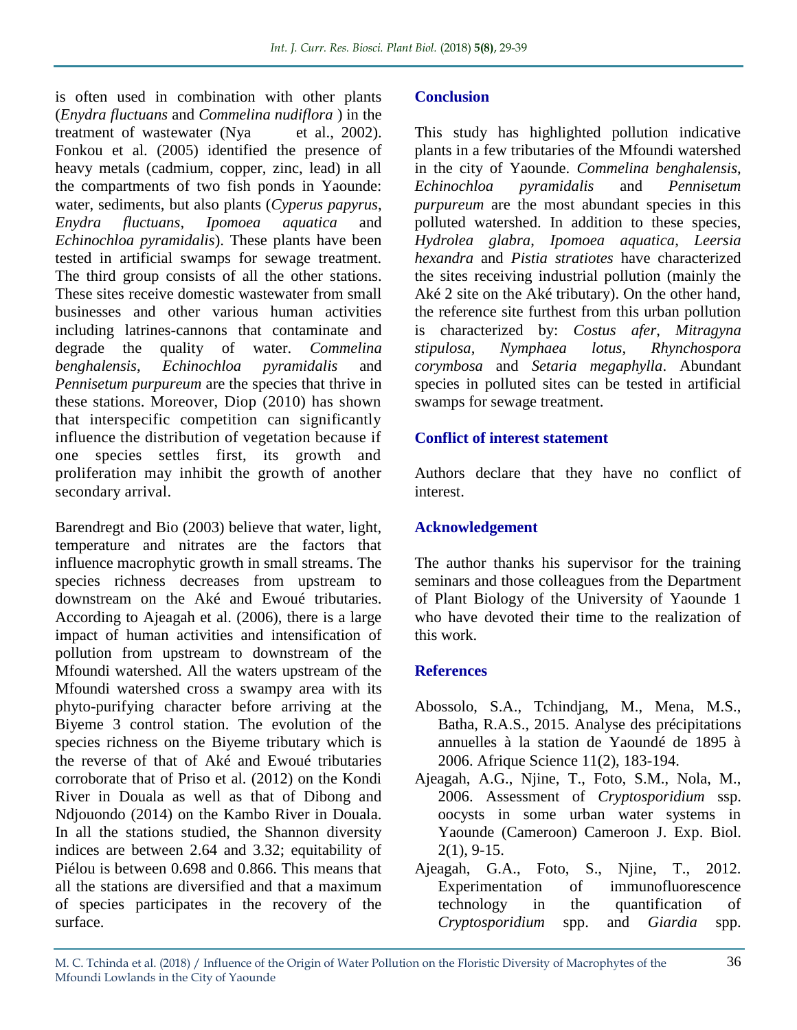is often used in combination with other plants (*Enydra fluctuans* and *Commelina nudiflora* ) in the treatment of wastewater (Nya et al., 2002). Fonkou et al. (2005) identified the presence of heavy metals (cadmium, copper, zinc, lead) in all the compartments of two fish ponds in Yaounde: water, sediments, but also plants (*Cyperus papyrus*, *Enydra fluctuans*, *Ipomoea aquatica* and *Echinochloa pyramidalis*). These plants have been tested in artificial swamps for sewage treatment. The third group consists of all the other stations. These sites receive domestic wastewater from small businesses and other various human activities including latrines-cannons that contaminate and degrade the quality of water. *Commelina benghalensis*, *Echinochloa pyramidalis* and *Pennisetum purpureum* are the species that thrive in these stations. Moreover, Diop (2010) has shown that interspecific competition can significantly influence the distribution of vegetation because if one species settles first, its growth and proliferation may inhibit the growth of another secondary arrival.

Barendregt and Bio (2003) believe that water, light, temperature and nitrates are the factors that influence macrophytic growth in small streams. The species richness decreases from upstream to downstream on the Aké and Ewoué tributaries. According to Ajeagah et al. (2006), there is a large impact of human activities and intensification of pollution from upstream to downstream of the Mfoundi watershed. All the waters upstream of the Mfoundi watershed cross a swampy area with its phyto-purifying character before arriving at the Biyeme 3 control station. The evolution of the species richness on the Biyeme tributary which is the reverse of that of Aké and Ewoué tributaries corroborate that of Priso et al. (2012) on the Kondi River in Douala as well as that of Dibong and Ndjouondo (2014) on the Kambo River in Douala. In all the stations studied, the Shannon diversity indices are between 2.64 and 3.32; equitability of Piélou is between 0.698 and 0.866. This means that all the stations are diversified and that a maximum of species participates in the recovery of the surface.

## Conclusion

This study has highlighted pollution indicative plants in a few tributaries of the Mfoundi watershed in the city of Yaounde. *Commelina benghalensis*, *Echinochloa pyramidalis* and *Pennisetum purpureum* are the most abundant species in this polluted watershed. In addition to these species, *Hydrolea glabra*, *Ipomoea aquatica*, *Leersia hexandra* and *Pistia stratiotes* have characterized the sites receiving industrial pollution (mainly the Aké 2 site on the Aké tributary). On the other hand, the reference site furthest from this urban pollution is characterized by: *Costus afer*, *Mitragyna stipulosa*, *Nymphaea lotus*, *Rhynchospora corymbosa* and *Setaria megaphylla*. Abundant species in polluted sites can be tested in artificial swamps for sewage treatment.

## Conflict of interest statement

Authors declare that they have no conflict of interest.

## Acknowledgement

The author thanks his supervisor for the training seminars and those colleagues from the Department of Plant Biology of the University of Yaounde 1 who have devoted their time to the realization of this work.

## References

Abossolo, S.A., Tchindjang, M., Mena, M.S., Batha, R.A.S., 2015. Analyse des précipitations annuelles à la station de Yaoundé de 1895 à 2006. Afrique Science 11(2), 183-194.

Ajeagah, A.G., Njine, T., Foto, S.M., Nola, M., 2006. Assessment of *Cryptosporidium* ssp. oocysts in some urban water systems in Yaounde (Cameroon) Cameroon J. Exp. Biol. 2(1), 9-15.

Ajeagah, G.A., Foto, S., Njine, T., 2012. Experimentation of immunofluorescence technology in the quantification of *Cryptosporidium* spp. and *Giardia* spp.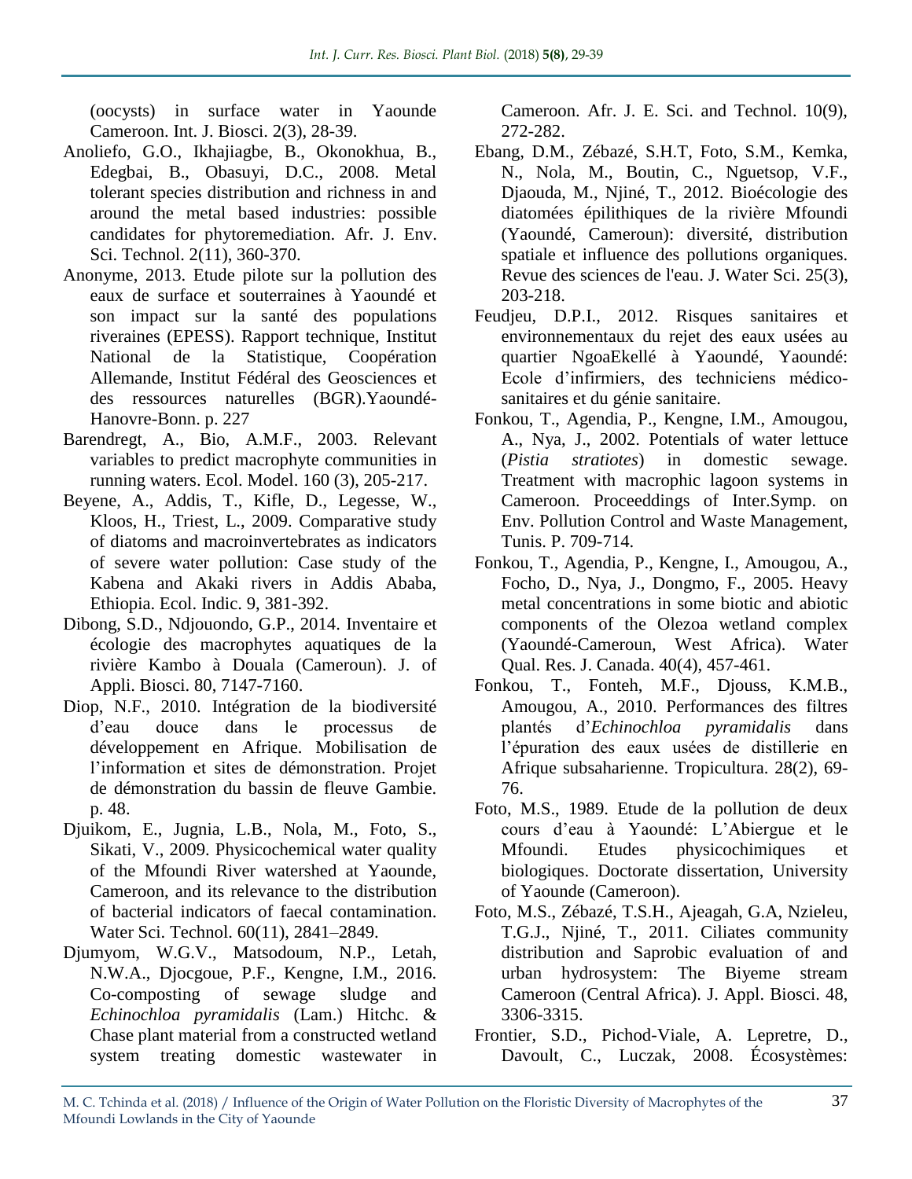(oocysts) in surface water in Yaounde Cameroon. Int. J. Biosci. 2(3), 28-39.

Anoliefo, G.O., Ikhajiagbe, B., Okonokhua, B., Edegbai, B., Obasuyi, D.C., 2008. Metal tolerant species distribution and richness in and around the metal based industries: possible candidates for phytoremediation. Afr. J. Env. Sci. Technol. 2(11), 360-370.

Anonyme, 2013. Etude pilote sur la pollution des eaux de surface et souterraines à Yaoundé et son impact sur la santé des populations riveraines (EPESS). Rapport technique, Institut National de la Statistique, Coopération Allemande, Institut Fédéral des Geosciences et des ressources naturelles (BGR).Yaoundé-Hanovre-Bonn. p. 227

Barendregt, A., Bio, A.M.F., 2003. Relevant variables to predict macrophyte communities in running waters. Ecol. Model. 160 (3), 205-217.

Beyene, A., Addis, T., Kifle, D., Legesse, W., Kloos, H., Triest, L., 2009. Comparative study of diatoms and macroinvertebrates as indicators of severe water pollution: Case study of the Kabena and Akaki rivers in Addis Ababa, Ethiopia. Ecol. Indic. 9, 381-392.

Dibong, S.D., Ndjouondo, G.P., 2014. Inventaire et écologie des macrophytes aquatiques de la rivière Kambo à Douala (Cameroun). J. of Appli. Biosci. 80, 7147-7160.

Diop, N.F., 2010. Intégration de la biodiversité d'eau douce dans le processus de développement en Afrique. Mobilisation de l'information et sites de démonstration. Projet de démonstration du bassin de fleuve Gambie. p. 48.

Djuikom, E., Jugnia, L.B., Nola, M., Foto, S., Sikati, V., 2009. Physicochemical water quality of the Mfoundi River watershed at Yaounde, Cameroon, and its relevance to the distribution of bacterial indicators of faecal contamination. Water Sci. Technol. 60(11), 2841–2849.

Djumyom, W.G.V., Matsodoum, N.P., Letah, N.W.A., Djocgoue, P.F., Kengne, I.M., 2016. Co-composting of sewage sludge and *Echinochloa pyramidalis* (Lam.) Hitchc. & Chase plant material from a constructed wetland system treating domestic wastewater in Cameroon. Afr. J. E. Sci. and Technol. 10(9), 272-282.

Ebang, D.M., Zébazé, S.H.T, Foto, S.M., Kemka, N., Nola, M., Boutin, C., Nguetsop, V.F., Djaouda, M., Njiné, T., 2012. Bioécologie des diatomées épilithiques de la rivière Mfoundi (Yaoundé, Cameroun): diversité, distribution spatiale et influence des pollutions organiques. Revue des sciences de l'eau. J. Water Sci. 25(3), 203-218.

Feudjeu, D.P.I., 2012. Risques sanitaires et environnementaux du rejet des eaux usées au quartier NgoaEkellé à Yaoundé, Yaoundé: Ecole d'infirmiers, des techniciens médico-sanitaires et du génie sanitaire.

Fonkou, T., Agendia, P., Kengne, I.M., Amougou, A., Nya, J., 2002. Potentials of water lettuce (*Pistia stratiotes*) in domestic sewage. Treatment with macrophic lagoon systems in Cameroon. Proceeddings of Inter.Symp. on Env. Pollution Control and Waste Management, Tunis. P. 709-714.

Fonkou, T., Agendia, P., Kengne, I., Amougou, A., Focho, D., Nya, J., Dongmo, F., 2005. Heavy metal concentrations in some biotic and abiotic components of the Olezoa wetland complex (Yaoundé-Cameroon, West Africa). Water Qual. Res. J. Canada. 40(4), 457-461.

Fonkou, T., Fonteh, M.F., Djouss, K.M.B., Amougou, A., 2010. Performances des filtres plantés d'*Echinochloa pyramidalis* dans l'épuration des eaux usées de distillerie en Afrique subsaharienne. Tropicultura. 28(2), 69-76.

Foto, M.S., 1989. Etude de la pollution de deux cours d'eau à Yaoundé: L'Abiergue et le Mfoundi. Etudes physicochimiques et biologiques. Doctorate dissertation, University of Yaounde (Cameroon).

Foto, M.S., Zébazé, T.S.H., Ajeagah, G.A, Nzieleu, T.G.J., Njiné, T., 2011. Ciliates community distribution and Saprobic evaluation of and urban hydrosystem: The Biyeme stream Cameroon (Central Africa). J. Appl. Biosci. 48, 3306-3315.

Frontier, S.D., Pichod-Viale, A. Lepretre, D., Davoult, C., Luczak, 2008. Écosystèmes: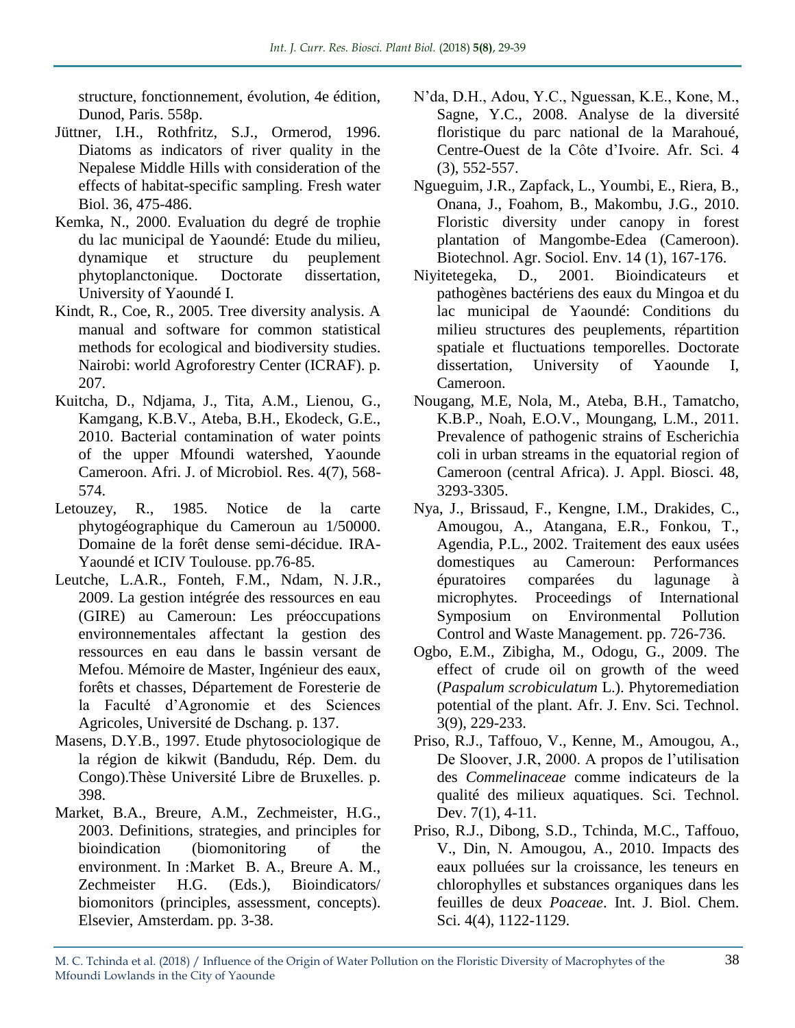structure, fonctionnement, évolution, 4e édition, Dunod, Paris. 558p.

Jüttner, I.H., Rothfritz, S.J., Ormerod, 1996. Diatoms as indicators of river quality in the Nepalese Middle Hills with consideration of the effects of habitat-specific sampling. Fresh water Biol. 36, 475-486.

Kemka, N., 2000. Evaluation du degré de trophie du lac municipal de Yaoundé: Etude du milieu, dynamique et structure du peuplement phytoplanctonique. Doctorate dissertation, University of Yaoundé I.

Kindt, R., Coe, R., 2005. Tree diversity analysis. A manual and software for common statistical methods for ecological and biodiversity studies. Nairobi: world Agroforestry Center (ICRAF). p. 207.

Kuitcha, D., Ndjama, J., Tita, A.M., Lienou, G., Kamgang, K.B.V., Ateba, B.H., Ekodeck, G.E., 2010. Bacterial contamination of water points of the upper Mfoundi watershed, Yaounde Cameroon. Afri. J. of Microbiol. Res. 4(7), 568-574.

Letouzey, R., 1985. Notice de la carte phytogéographique du Cameroun au 1/50000. Domaine de la forêt dense semi-décidue. IRA-Yaoundé et ICIV Toulouse. pp.76-85.

Leutche, L.A.R., Fonteh, F.M., Ndam, N. J.R., 2009. La gestion intégrée des ressources en eau (GIRE) au Cameroun: Les préoccupations environnementales affectant la gestion des ressources en eau dans le bassin versant de Mefou. Mémoire de Master, Ingénieur des eaux, forêts et chasses, Département de Foresterie de la Faculté d'Agronomie et des Sciences Agricoles, Université de Dschang. p. 137.

Masens, D.Y.B., 1997. Etude phytosociologique de la région de kikwit (Bandudu, Rép. Dem. du Congo).Thèse Université Libre de Bruxelles. p. 398.

Market, B.A., Breure, A.M., Zechmeister, H.G., 2003. Definitions, strategies, and principles for bioindication (biomonitoring of the environment. In :Market B. A., Breure A. M., Zechmeister H.G. (Eds.), Bioindicators/ biomonitors (principles, assessment, concepts). Elsevier, Amsterdam. pp. 3-38.

N'da, D.H., Adou, Y.C., Nguessan, K.E., Kone, M., Sagne, Y.C., 2008. Analyse de la diversité floristique du parc national de la Marahoué, Centre-Ouest de la Côte d'Ivoire. Afr. Sci. 4 (3), 552-557.

Ngueguim, J.R., Zapfack, L., Youmbi, E., Riera, B., Onana, J., Foahom, B., Makombu, J.G., 2010. Floristic diversity under canopy in forest plantation of Mangombe-Edea (Cameroon). Biotechnol. Agr. Sociol. Env. 14 (1), 167-176.

Niyitetegeka, D., 2001. Bioindicateurs et pathogènes bactériens des eaux du Mingoa et du lac municipal de Yaoundé: Conditions du milieu structures des peuplements, répartition spatiale et fluctuations temporelles. Doctorate dissertation, University of Yaounde I, Cameroon.

Nougang, M.E, Nola, M., Ateba, B.H., Tamatcho, K.B.P., Noah, E.O.V., Moungang, L.M., 2011. Prevalence of pathogenic strains of Escherichia coli in urban streams in the equatorial region of Cameroon (central Africa). J. Appl. Biosci. 48, 3293-3305.

Nya, J., Brissaud, F., Kengne, I.M., Drakides, C., Amougou, A., Atangana, E.R., Fonkou, T., Agendia, P.L., 2002. Traitement des eaux usées domestiques au Cameroun: Performances épuratoires comparées du lagunage à microphytes. Proceedings of International Symposium on Environmental Pollution Control and Waste Management. pp. 726-736.

Ogbo, E.M., Zibigha, M., Odogu, G., 2009. The effect of crude oil on growth of the weed (*Paspalum scrobiculatum* L.). Phytoremediation potential of the plant. Afr. J. Env. Sci. Technol. 3(9), 229-233.

Priso, R.J., Taffouo, V., Kenne, M., Amougou, A., De Sloover, J.R, 2000. A propos de l'utilisation des *Commelinaceae* comme indicateurs de la qualité des milieux aquatiques. Sci. Technol. Dev. 7(1), 4-11.

Priso, R.J., Dibong, S.D., Tchinda, M.C., Taffouo, V., Din, N. Amougou, A., 2010. Impacts des eaux polluées sur la croissance, les teneurs en chlorophylles et substances organiques dans les feuilles de deux *Poaceae*. Int. J. Biol. Chem. Sci. 4(4), 1122-1129.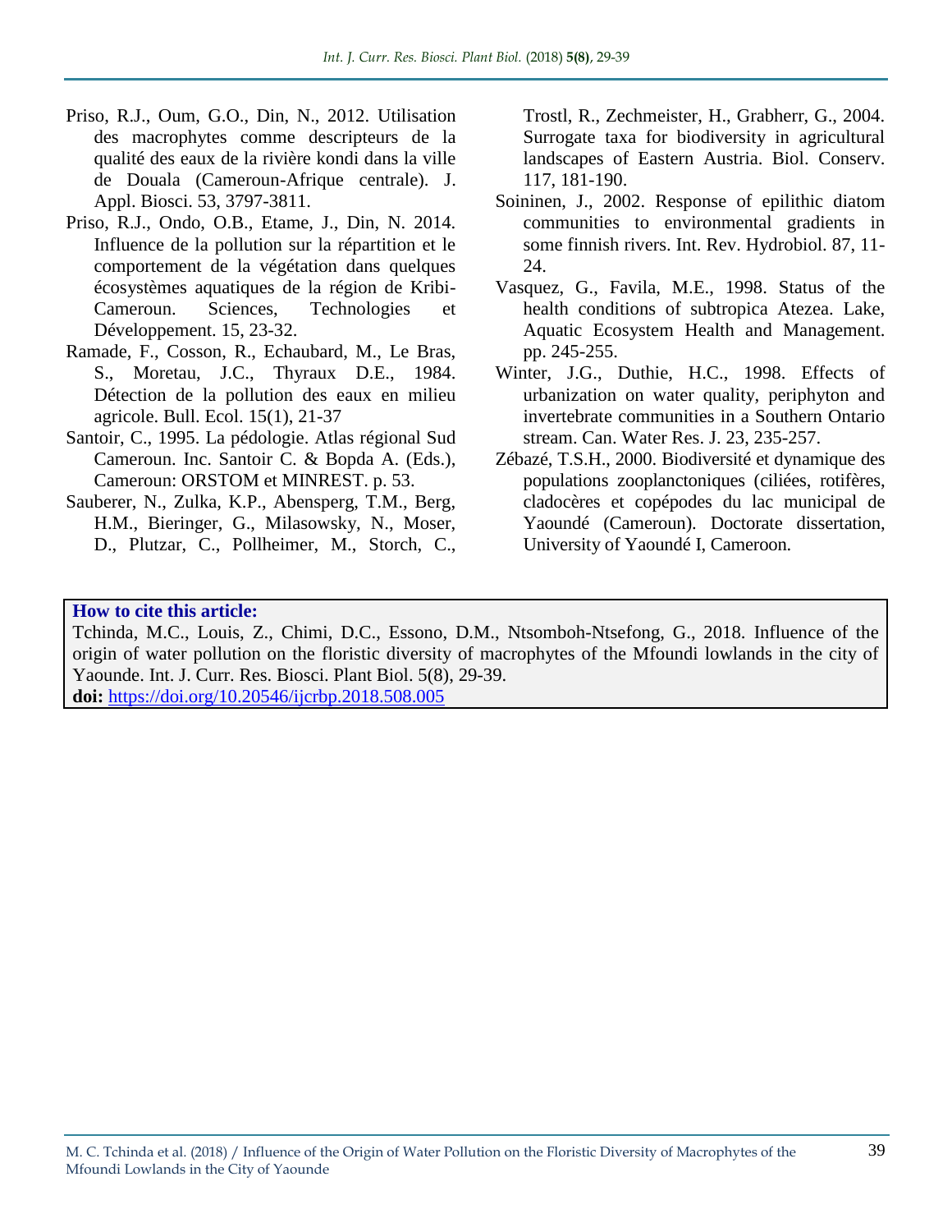Priso, R.J., Oum, G.O., Din, N., 2012. Utilisation des macrophytes comme descripteurs de la qualité des eaux de la rivière kondi dans la ville de Douala (Cameroun-Afrique centrale). J. Appl. Biosci. 53, 3797-3811.

Priso, R.J., Ondo, O.B., Etame, J., Din, N. 2014. Influence de la pollution sur la répartition et le comportement de la végétation dans quelques écosystèmes aquatiques de la région de Kribi-Cameroun. Sciences, Technologies et Développement. 15, 23-32.

Ramade, F., Cosson, R., Echaubard, M., Le Bras, S., Moretau, J.C., Thyraux D.E., 1984. Détection de la pollution des eaux en milieu agricole. Bull. Ecol. 15(1), 21-37

Santoir, C., 1995. La pédologie. Atlas régional Sud Cameroun. Inc. Santoir C. & Bopda A. (Eds.), Cameroun: ORSTOM et MINREST. p. 53.

Sauberer, N., Zulka, K.P., Abensperg, T.M., Berg, H.M., Bieringer, G., Milasowsky, N., Moser, D., Plutzar, C., Pollheimer, M., Storch, C., Trostl, R., Zechmeister, H., Grabherr, G., 2004. Surrogate taxa for biodiversity in agricultural landscapes of Eastern Austria. Biol. Conserv. 117, 181-190.

Soininen, J., 2002. Response of epilithic diatom communities to environmental gradients in some finnish rivers. Int. Rev. Hydrobiol. 87, 11-24.

Vasquez, G., Favila, M.E., 1998. Status of the health conditions of subtropica Atezea. Lake, Aquatic Ecosystem Health and Management. pp. 245-255.

Winter, J.G., Duthie, H.C., 1998. Effects of urbanization on water quality, periphyton and invertebrate communities in a Southern Ontario stream. Can. Water Res. J. 23, 235-257.

Zébazé, T.S.H., 2000. Biodiversité et dynamique des populations zooplanctoniques (ciliées, rotifères, cladocères et copépodes du lac municipal de Yaoundé (Cameroun). Doctorate dissertation, University of Yaoundé I, Cameroon.

**How to cite this article:**

Tchinda, M.C., Louis, Z., Chimi, D.C., Essono, D.M., Ntsomboh-Ntsefong, G., 2018. Influence of the origin of water pollution on the floristic diversity of macrophytes of the Mfoundi lowlands in the city of Yaounde. Int. J. Curr. Res. Biosci. Plant Biol. 5(8), 29-39.

**doi:** https://doi.org/10.20546/ijcrbp.2018.508.005